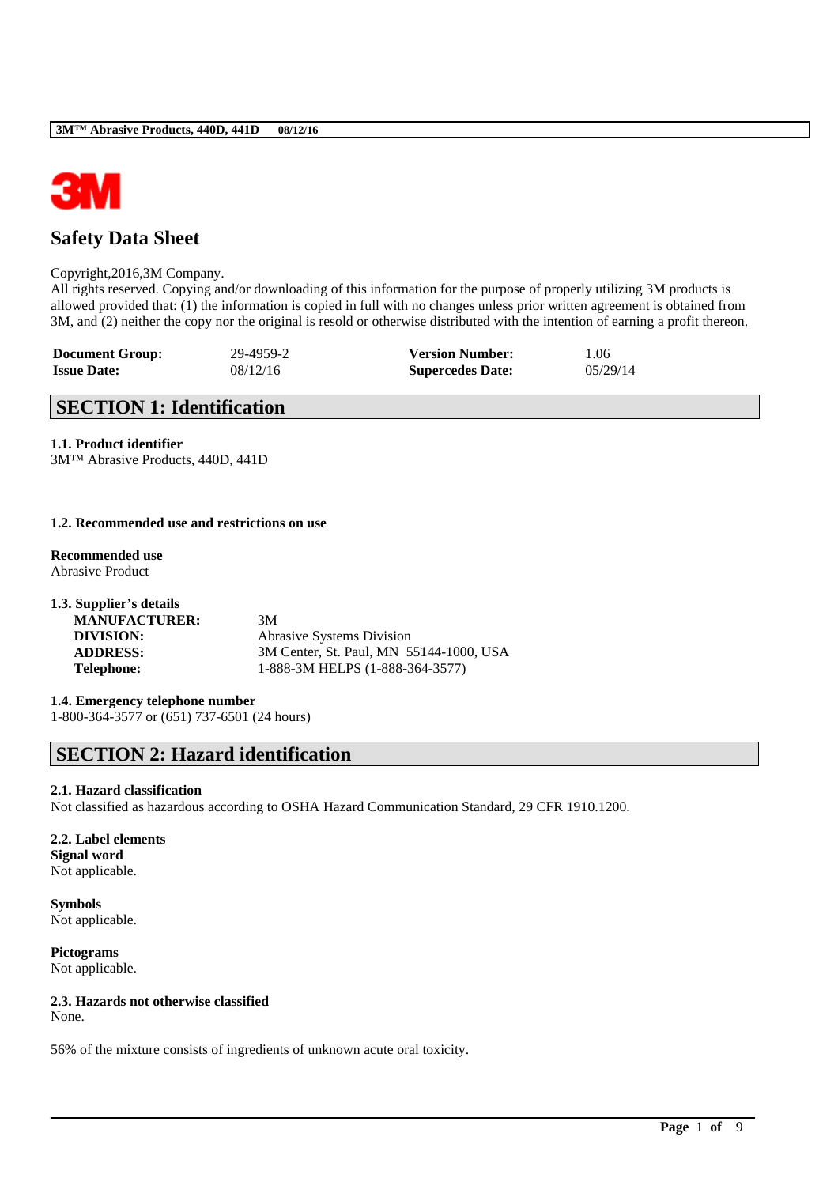# Safety Data Sheet

Copyright,2016,3M Company.
All rights reserved. Copying and/or downloading of this information for the purpose of properly utilizing 3M products is allowed provided that: (1) the information is copied in full with no changes unless prior written agreement is obtained from 3M, and (2) neither the copy nor the original is resold or otherwise distributed with the intention of earning a profit thereon.

| **Document Group:** | 29-4959-2 | **Version Number:** | 1.06 |
|---|---|---|---|
| **Issue Date:** | 08/12/16 | **Supercedes Date:** | 05/29/14 |

## SECTION 1: Identification

**1.1. Product identifier**
3M™ Abrasive Products, 440D, 441D

**1.2. Recommended use and restrictions on use**

**Recommended use**
Abrasive Product

**1.3. Supplier's details**

| | |
|---|---|
| **MANUFACTURER:** | 3M |
| **DIVISION:** | Abrasive Systems Division |
| **ADDRESS:** | 3M Center, St. Paul, MN 55144-1000, USA |
| **Telephone:** | 1-888-3M HELPS (1-888-364-3577) |

**1.4. Emergency telephone number**
1-800-364-3577 or (651) 737-6501 (24 hours)

## SECTION 2: Hazard identification

**2.1. Hazard classification**
Not classified as hazardous according to OSHA Hazard Communication Standard, 29 CFR 1910.1200.

**2.2. Label elements**
**Signal word**
Not applicable.

**Symbols**
Not applicable.

**Pictograms**
Not applicable.

**2.3. Hazards not otherwise classified**
None.

56% of the mixture consists of ingredients of unknown acute oral toxicity.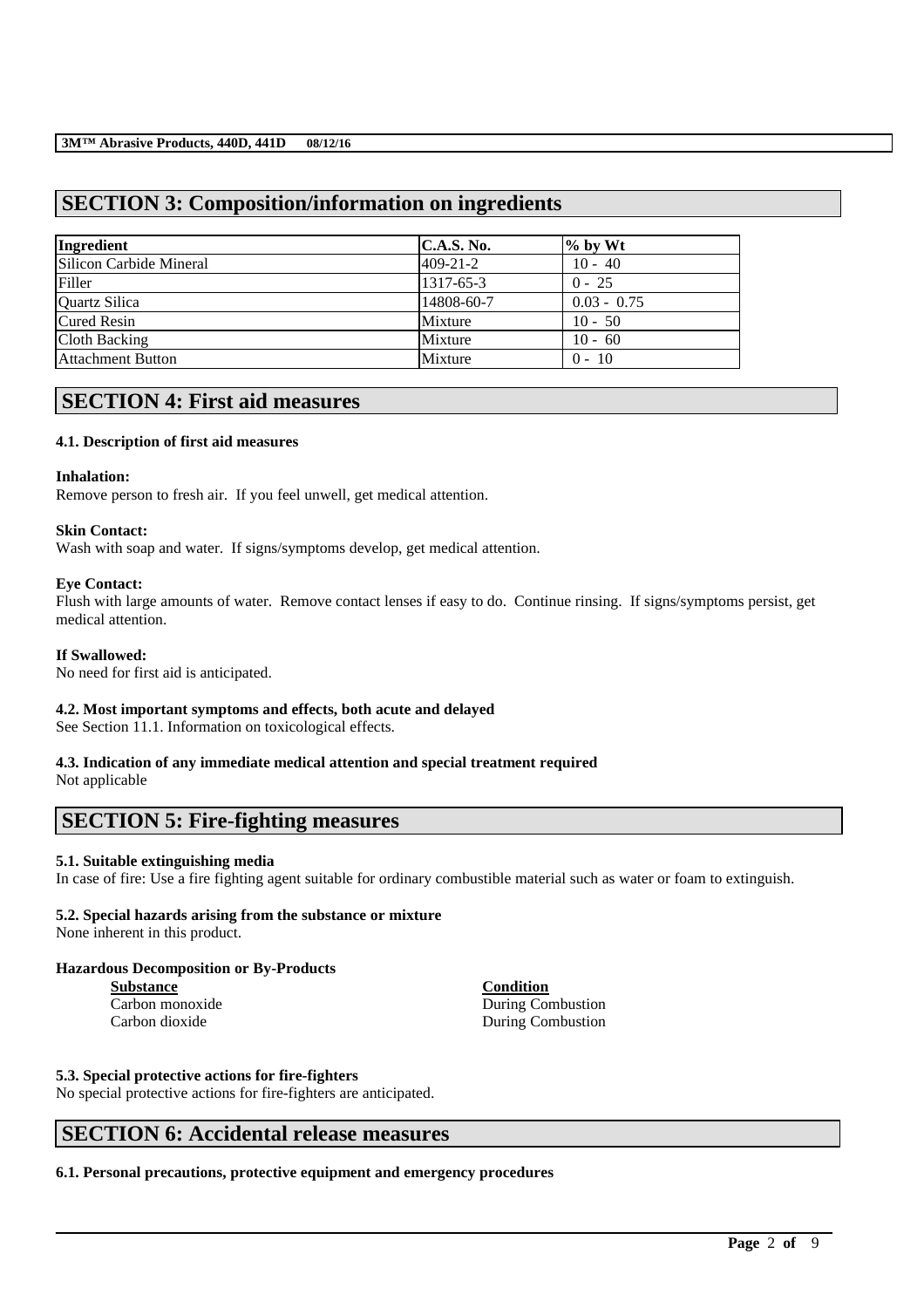## SECTION 3: Composition/information on ingredients

| Ingredient | C.A.S. No. | % by Wt |
|---|---|---|
| Silicon Carbide Mineral | 409-21-2 | 10 - 40 |
| Filler | 1317-65-3 | 0 - 25 |
| Quartz Silica | 14808-60-7 | 0.03 - 0.75 |
| Cured Resin | Mixture | 10 - 50 |
| Cloth Backing | Mixture | 10 - 60 |
| Attachment Button | Mixture | 0 - 10 |

## SECTION 4: First aid measures

### 4.1. Description of first aid measures

**Inhalation:**
Remove person to fresh air. If you feel unwell, get medical attention.

**Skin Contact:**
Wash with soap and water. If signs/symptoms develop, get medical attention.

**Eye Contact:**
Flush with large amounts of water. Remove contact lenses if easy to do. Continue rinsing. If signs/symptoms persist, get medical attention.

**If Swallowed:**
No need for first aid is anticipated.

### 4.2. Most important symptoms and effects, both acute and delayed

See Section 11.1. Information on toxicological effects.

### 4.3. Indication of any immediate medical attention and special treatment required

Not applicable

## SECTION 5: Fire-fighting measures

### 5.1. Suitable extinguishing media

In case of fire: Use a fire fighting agent suitable for ordinary combustible material such as water or foam to extinguish.

### 5.2. Special hazards arising from the substance or mixture

None inherent in this product.

**Hazardous Decomposition or By-Products**

| Substance | Condition |
|---|---|
| Carbon monoxide | During Combustion |
| Carbon dioxide | During Combustion |

### 5.3. Special protective actions for fire-fighters

No special protective actions for fire-fighters are anticipated.

## SECTION 6: Accidental release measures

### 6.1. Personal precautions, protective equipment and emergency procedures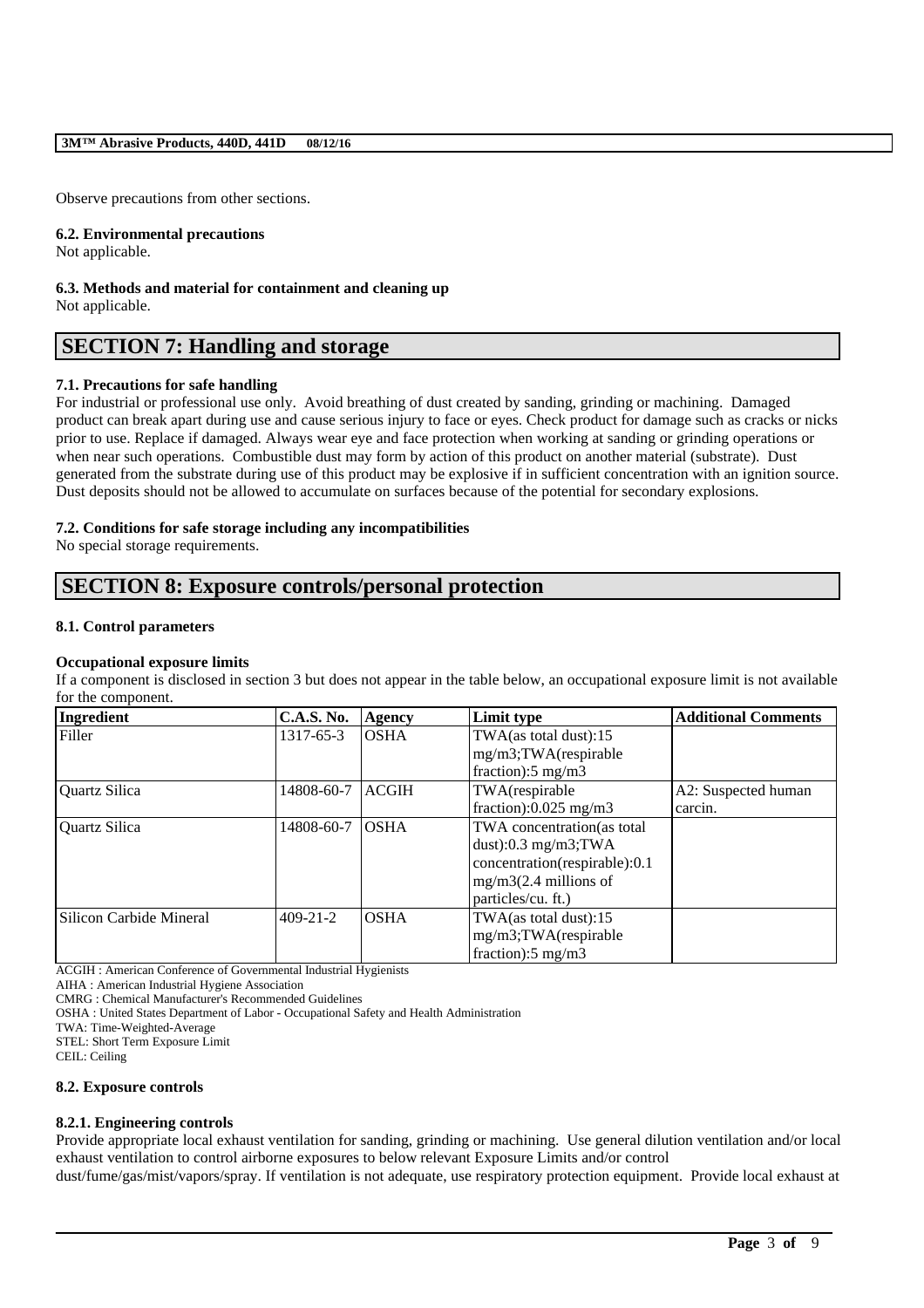Observe precautions from other sections.

**6.2. Environmental precautions**
Not applicable.

**6.3. Methods and material for containment and cleaning up**
Not applicable.

## SECTION 7: Handling and storage

**7.1. Precautions for safe handling**
For industrial or professional use only. Avoid breathing of dust created by sanding, grinding or machining. Damaged product can break apart during use and cause serious injury to face or eyes. Check product for damage such as cracks or nicks prior to use. Replace if damaged. Always wear eye and face protection when working at sanding or grinding operations or when near such operations. Combustible dust may form by action of this product on another material (substrate). Dust generated from the substrate during use of this product may be explosive if in sufficient concentration with an ignition source. Dust deposits should not be allowed to accumulate on surfaces because of the potential for secondary explosions.

**7.2. Conditions for safe storage including any incompatibilities**
No special storage requirements.

## SECTION 8: Exposure controls/personal protection

**8.1. Control parameters**

**Occupational exposure limits**
If a component is disclosed in section 3 but does not appear in the table below, an occupational exposure limit is not available for the component.

| Ingredient | C.A.S. No. | Agency | Limit type | Additional Comments |
|---|---|---|---|---|
| Filler | 1317-65-3 | OSHA | TWA(as total dust):15 mg/m3;TWA(respirable fraction):5 mg/m3 | |
| Quartz Silica | 14808-60-7 | ACGIH | TWA(respirable fraction):0.025 mg/m3 | A2: Suspected human carcin. |
| Quartz Silica | 14808-60-7 | OSHA | TWA concentration(as total dust):0.3 mg/m3;TWA concentration(respirable):0.1 mg/m3(2.4 millions of particles/cu. ft.) | |
| Silicon Carbide Mineral | 409-21-2 | OSHA | TWA(as total dust):15 mg/m3;TWA(respirable fraction):5 mg/m3 | |

ACGIH : American Conference of Governmental Industrial Hygienists
AIHA : American Industrial Hygiene Association
CMRG : Chemical Manufacturer's Recommended Guidelines
OSHA : United States Department of Labor - Occupational Safety and Health Administration
TWA: Time-Weighted-Average
STEL: Short Term Exposure Limit
CEIL: Ceiling

**8.2. Exposure controls**

**8.2.1. Engineering controls**
Provide appropriate local exhaust ventilation for sanding, grinding or machining. Use general dilution ventilation and/or local exhaust ventilation to control airborne exposures to below relevant Exposure Limits and/or control dust/fume/gas/mist/vapors/spray. If ventilation is not adequate, use respiratory protection equipment. Provide local exhaust at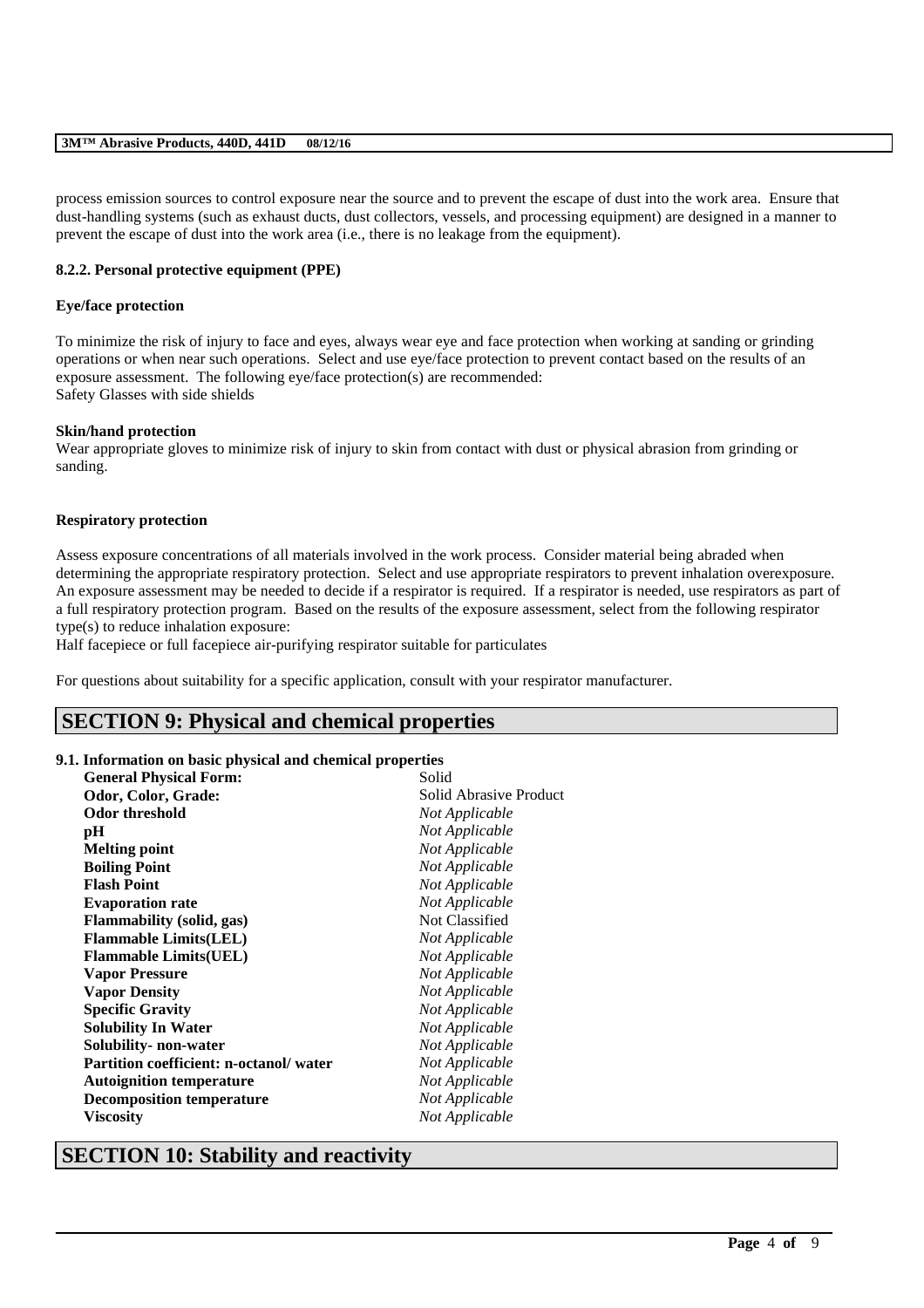process emission sources to control exposure near the source and to prevent the escape of dust into the work area. Ensure that dust-handling systems (such as exhaust ducts, dust collectors, vessels, and processing equipment) are designed in a manner to prevent the escape of dust into the work area (i.e., there is no leakage from the equipment).

**8.2.2. Personal protective equipment (PPE)**

**Eye/face protection**

To minimize the risk of injury to face and eyes, always wear eye and face protection when working at sanding or grinding operations or when near such operations. Select and use eye/face protection to prevent contact based on the results of an exposure assessment. The following eye/face protection(s) are recommended:
Safety Glasses with side shields

**Skin/hand protection**
Wear appropriate gloves to minimize risk of injury to skin from contact with dust or physical abrasion from grinding or sanding.

**Respiratory protection**

Assess exposure concentrations of all materials involved in the work process. Consider material being abraded when determining the appropriate respiratory protection. Select and use appropriate respirators to prevent inhalation overexposure. An exposure assessment may be needed to decide if a respirator is required. If a respirator is needed, use respirators as part of a full respiratory protection program. Based on the results of the exposure assessment, select from the following respirator type(s) to reduce inhalation exposure:
Half facepiece or full facepiece air-purifying respirator suitable for particulates

For questions about suitability for a specific application, consult with your respirator manufacturer.

## SECTION 9: Physical and chemical properties

**9.1. Information on basic physical and chemical properties**

| | |
|---|---|
| **General Physical Form:** | Solid |
| **Odor, Color, Grade:** | Solid Abrasive Product |
| **Odor threshold** | *Not Applicable* |
| **pH** | *Not Applicable* |
| **Melting point** | *Not Applicable* |
| **Boiling Point** | *Not Applicable* |
| **Flash Point** | *Not Applicable* |
| **Evaporation rate** | *Not Applicable* |
| **Flammability (solid, gas)** | Not Classified |
| **Flammable Limits(LEL)** | *Not Applicable* |
| **Flammable Limits(UEL)** | *Not Applicable* |
| **Vapor Pressure** | *Not Applicable* |
| **Vapor Density** | *Not Applicable* |
| **Specific Gravity** | *Not Applicable* |
| **Solubility In Water** | *Not Applicable* |
| **Solubility- non-water** | *Not Applicable* |
| **Partition coefficient: n-octanol/ water** | *Not Applicable* |
| **Autoignition temperature** | *Not Applicable* |
| **Decomposition temperature** | *Not Applicable* |
| **Viscosity** | *Not Applicable* |

## SECTION 10: Stability and reactivity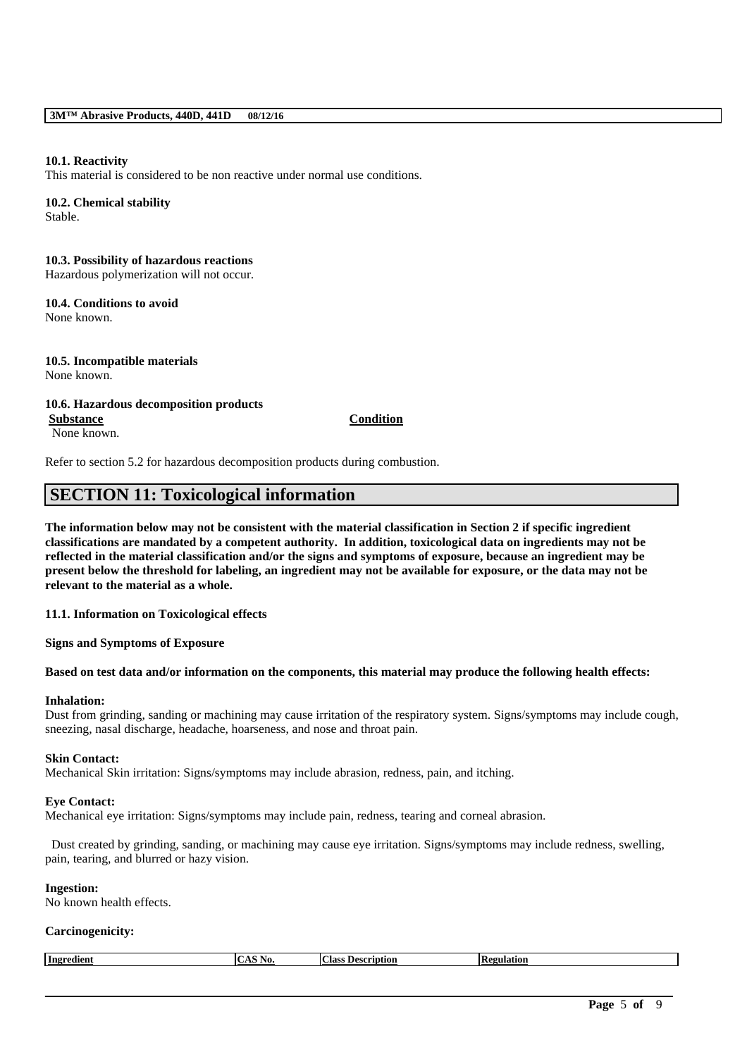**10.1. Reactivity**
This material is considered to be non reactive under normal use conditions.

**10.2. Chemical stability**
Stable.

**10.3. Possibility of hazardous reactions**
Hazardous polymerization will not occur.

**10.4. Conditions to avoid**
None known.

**10.5. Incompatible materials**
None known.

**10.6. Hazardous decomposition products**

| Substance | Condition |
|---|---|
| None known. | |

Refer to section 5.2 for hazardous decomposition products during combustion.

## SECTION 11: Toxicological information

**The information below may not be consistent with the material classification in Section 2 if specific ingredient classifications are mandated by a competent authority. In addition, toxicological data on ingredients may not be reflected in the material classification and/or the signs and symptoms of exposure, because an ingredient may be present below the threshold for labeling, an ingredient may not be available for exposure, or the data may not be relevant to the material as a whole.**

**11.1. Information on Toxicological effects**

**Signs and Symptoms of Exposure**

**Based on test data and/or information on the components, this material may produce the following health effects:**

**Inhalation:**
Dust from grinding, sanding or machining may cause irritation of the respiratory system. Signs/symptoms may include cough, sneezing, nasal discharge, headache, hoarseness, and nose and throat pain.

**Skin Contact:**
Mechanical Skin irritation: Signs/symptoms may include abrasion, redness, pain, and itching.

**Eye Contact:**
Mechanical eye irritation: Signs/symptoms may include pain, redness, tearing and corneal abrasion.

Dust created by grinding, sanding, or machining may cause eye irritation. Signs/symptoms may include redness, swelling, pain, tearing, and blurred or hazy vision.

**Ingestion:**
No known health effects.

**Carcinogenicity:**

| Ingredient | CAS No. | Class Description | Regulation |
|---|---|---|---|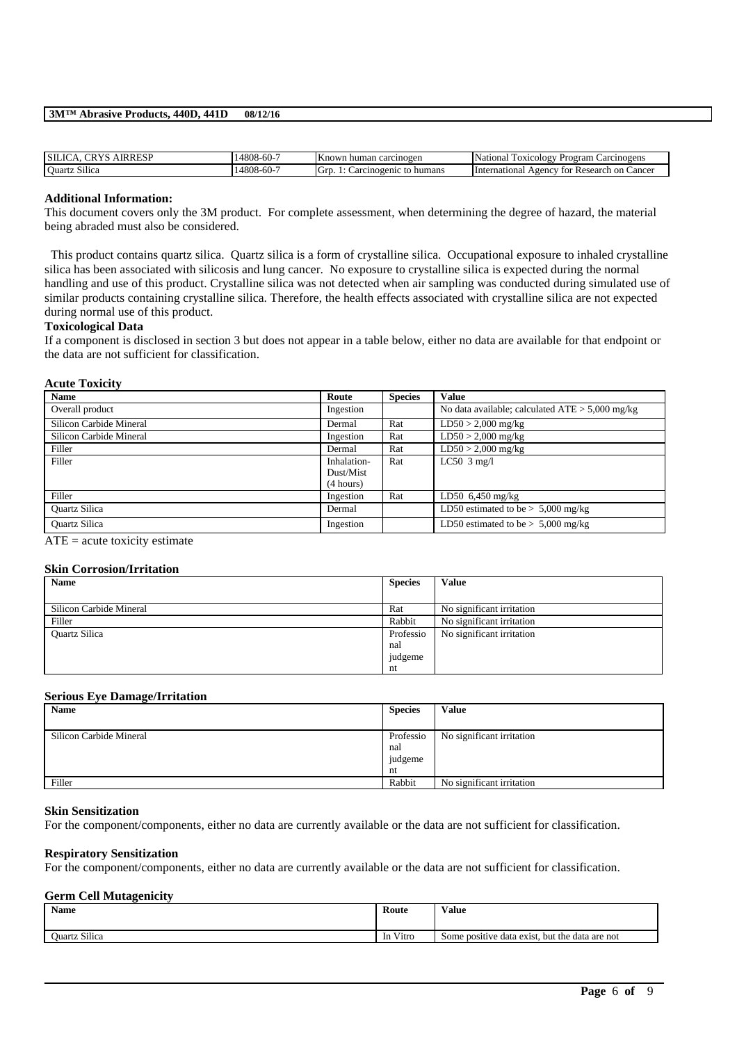| SILICA, CRYS AIRRESP | 14808-60-7 | Known human carcinogen | National Toxicology Program Carcinogens |
| --- | --- | --- | --- |
| Quartz Silica | 14808-60-7 | Grp. 1: Carcinogenic to humans | International Agency for Research on Cancer |

**Additional Information:**

This document covers only the 3M product. For complete assessment, when determining the degree of hazard, the material being abraded must also be considered.

This product contains quartz silica. Quartz silica is a form of crystalline silica. Occupational exposure to inhaled crystalline silica has been associated with silicosis and lung cancer. No exposure to crystalline silica is expected during the normal handling and use of this product. Crystalline silica was not detected when air sampling was conducted during simulated use of similar products containing crystalline silica. Therefore, the health effects associated with crystalline silica are not expected during normal use of this product.

**Toxicological Data**

If a component is disclosed in section 3 but does not appear in a table below, either no data are available for that endpoint or the data are not sufficient for classification.

**Acute Toxicity**

| Name | Route | Species | Value |
| --- | --- | --- | --- |
| Overall product | Ingestion | | No data available; calculated ATE > 5,000 mg/kg |
| Silicon Carbide Mineral | Dermal | Rat | LD50 > 2,000 mg/kg |
| Silicon Carbide Mineral | Ingestion | Rat | LD50 > 2,000 mg/kg |
| Filler | Dermal | Rat | LD50 > 2,000 mg/kg |
| Filler | Inhalation-Dust/Mist (4 hours) | Rat | LC50 3 mg/l |
| Filler | Ingestion | Rat | LD50 6,450 mg/kg |
| Quartz Silica | Dermal | | LD50 estimated to be > 5,000 mg/kg |
| Quartz Silica | Ingestion | | LD50 estimated to be > 5,000 mg/kg |

ATE = acute toxicity estimate

**Skin Corrosion/Irritation**

| Name | Species | Value |
| --- | --- | --- |
| Silicon Carbide Mineral | Rat | No significant irritation |
| Filler | Rabbit | No significant irritation |
| Quartz Silica | Professional judgement | No significant irritation |

**Serious Eye Damage/Irritation**

| Name | Species | Value |
| --- | --- | --- |
| Silicon Carbide Mineral | Professional judgement | No significant irritation |
| Filler | Rabbit | No significant irritation |

**Skin Sensitization**

For the component/components, either no data are currently available or the data are not sufficient for classification.

**Respiratory Sensitization**

For the component/components, either no data are currently available or the data are not sufficient for classification.

**Germ Cell Mutagenicity**

| Name | Route | Value |
| --- | --- | --- |
| Quartz Silica | In Vitro | Some positive data exist, but the data are not |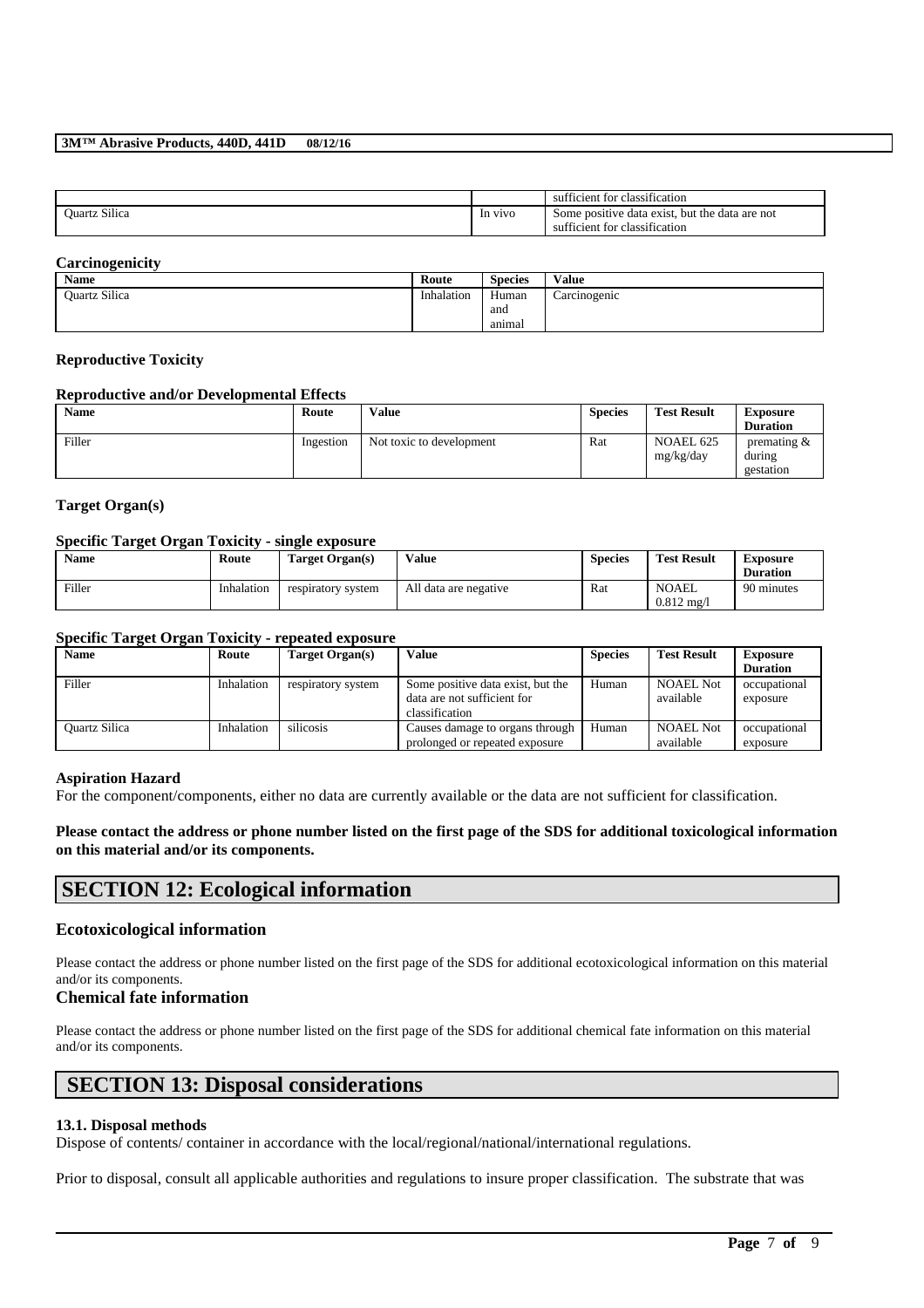| | | sufficient for classification |
|---|---|---|
| Quartz Silica | In vivo | Some positive data exist, but the data are not sufficient for classification |

**Carcinogenicity**

| Name | Route | Species | Value |
|---|---|---|---|
| Quartz Silica | Inhalation | Human and animal | Carcinogenic |

**Reproductive Toxicity**

**Reproductive and/or Developmental Effects**

| Name | Route | Value | Species | Test Result | Exposure Duration |
|---|---|---|---|---|---|
| Filler | Ingestion | Not toxic to development | Rat | NOAEL 625 mg/kg/day | premating & during gestation |

**Target Organ(s)**

**Specific Target Organ Toxicity - single exposure**

| Name | Route | Target Organ(s) | Value | Species | Test Result | Exposure Duration |
|---|---|---|---|---|---|---|
| Filler | Inhalation | respiratory system | All data are negative | Rat | NOAEL 0.812 mg/l | 90 minutes |

**Specific Target Organ Toxicity - repeated exposure**

| Name | Route | Target Organ(s) | Value | Species | Test Result | Exposure Duration |
|---|---|---|---|---|---|---|
| Filler | Inhalation | respiratory system | Some positive data exist, but the data are not sufficient for classification | Human | NOAEL Not available | occupational exposure |
| Quartz Silica | Inhalation | silicosis | Causes damage to organs through prolonged or repeated exposure | Human | NOAEL Not available | occupational exposure |

**Aspiration Hazard**

For the component/components, either no data are currently available or the data are not sufficient for classification.

**Please contact the address or phone number listed on the first page of the SDS for additional toxicological information on this material and/or its components.**

# SECTION 12: Ecological information

## Ecotoxicological information

Please contact the address or phone number listed on the first page of the SDS for additional ecotoxicological information on this material and/or its components.

## Chemical fate information

Please contact the address or phone number listed on the first page of the SDS for additional chemical fate information on this material and/or its components.

# SECTION 13: Disposal considerations

**13.1. Disposal methods**

Dispose of contents/ container in accordance with the local/regional/national/international regulations.

Prior to disposal, consult all applicable authorities and regulations to insure proper classification. The substrate that was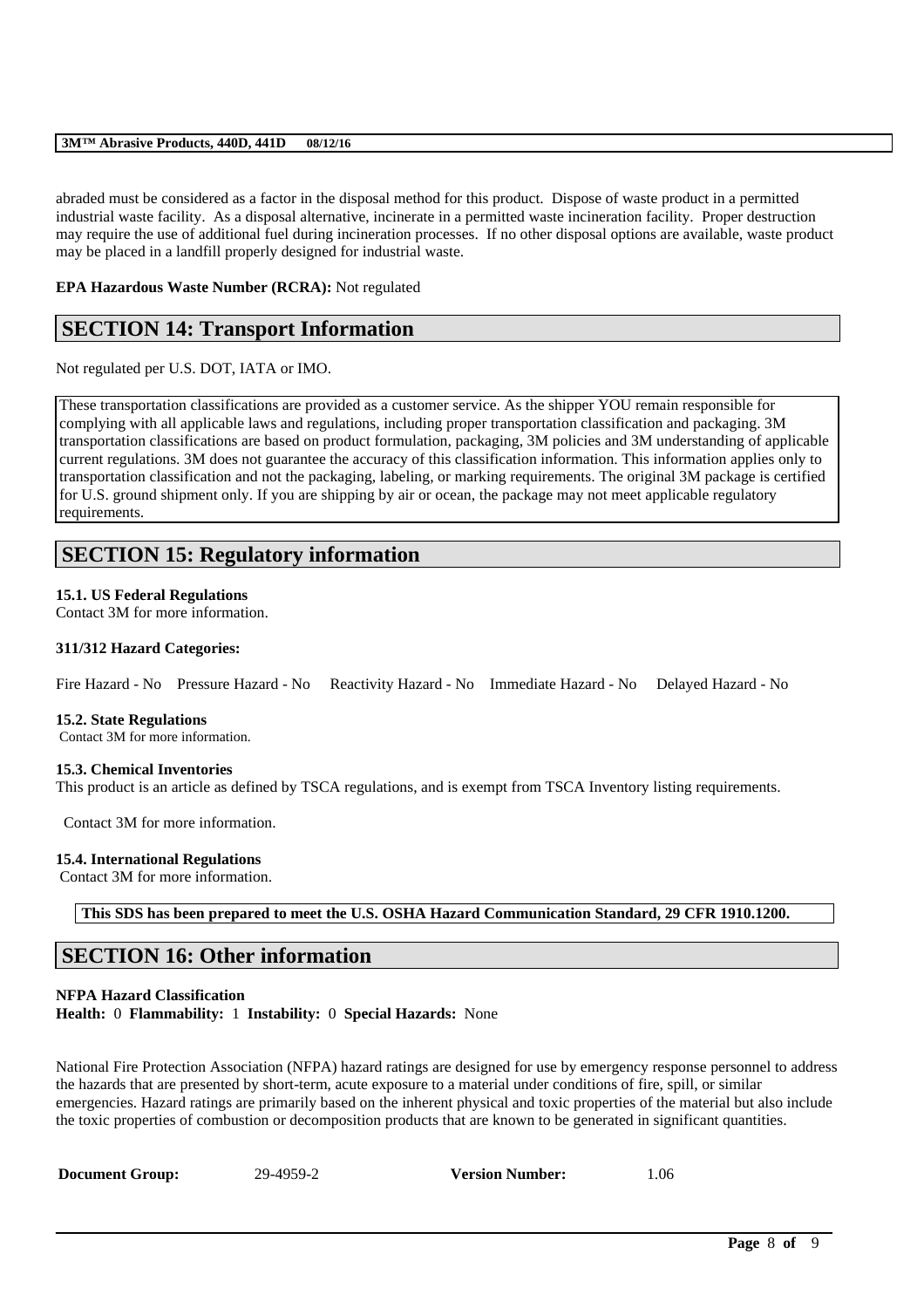abraded must be considered as a factor in the disposal method for this product. Dispose of waste product in a permitted industrial waste facility. As a disposal alternative, incinerate in a permitted waste incineration facility. Proper destruction may require the use of additional fuel during incineration processes. If no other disposal options are available, waste product may be placed in a landfill properly designed for industrial waste.

**EPA Hazardous Waste Number (RCRA):** Not regulated

## SECTION 14: Transport Information

Not regulated per U.S. DOT, IATA or IMO.

These transportation classifications are provided as a customer service. As the shipper YOU remain responsible for complying with all applicable laws and regulations, including proper transportation classification and packaging. 3M transportation classifications are based on product formulation, packaging, 3M policies and 3M understanding of applicable current regulations. 3M does not guarantee the accuracy of this classification information. This information applies only to transportation classification and not the packaging, labeling, or marking requirements. The original 3M package is certified for U.S. ground shipment only. If you are shipping by air or ocean, the package may not meet applicable regulatory requirements.

## SECTION 15: Regulatory information

### 15.1. US Federal Regulations

Contact 3M for more information.

**311/312 Hazard Categories:**

Fire Hazard - No    Pressure Hazard - No    Reactivity Hazard - No    Immediate Hazard - No    Delayed Hazard - No

### 15.2. State Regulations

Contact 3M for more information.

### 15.3. Chemical Inventories

This product is an article as defined by TSCA regulations, and is exempt from TSCA Inventory listing requirements.

Contact 3M for more information.

### 15.4. International Regulations

Contact 3M for more information.

**This SDS has been prepared to meet the U.S. OSHA Hazard Communication Standard, 29 CFR 1910.1200.**

## SECTION 16: Other information

**NFPA Hazard Classification**

**Health:** 0 **Flammability:** 1 **Instability:** 0 **Special Hazards:** None

National Fire Protection Association (NFPA) hazard ratings are designed for use by emergency response personnel to address the hazards that are presented by short-term, acute exposure to a material under conditions of fire, spill, or similar emergencies. Hazard ratings are primarily based on the inherent physical and toxic properties of the material but also include the toxic properties of combustion or decomposition products that are known to be generated in significant quantities.

**Document Group:** 29-4959-2    **Version Number:** 1.06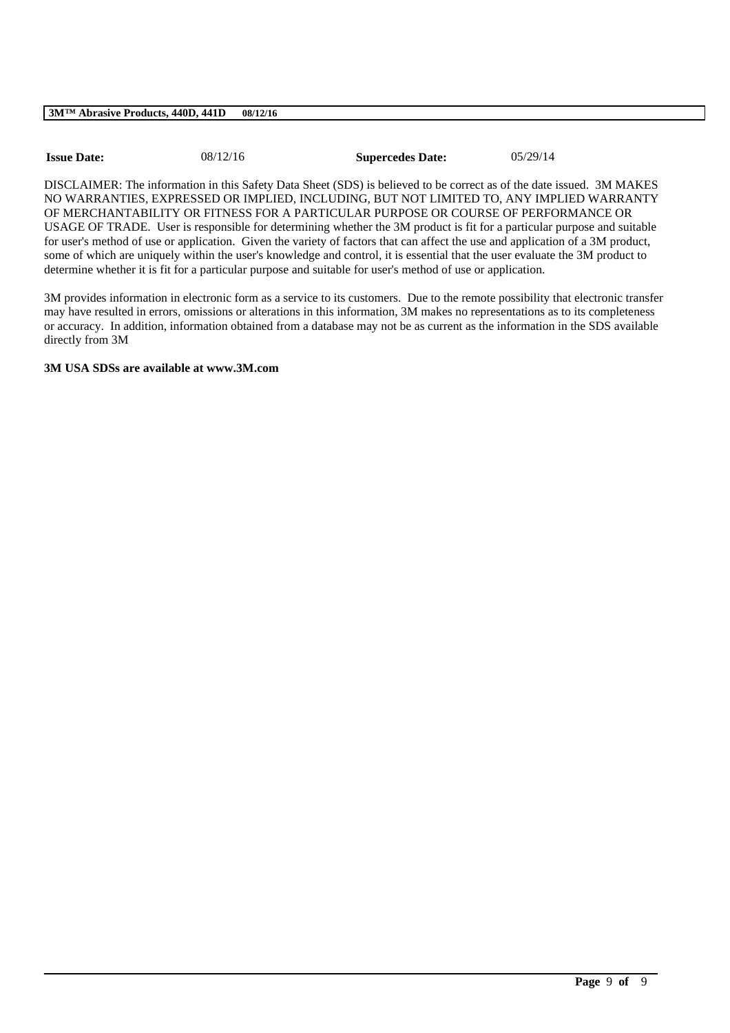**Issue Date:** 08/12/16 **Supercedes Date:** 05/29/14

DISCLAIMER: The information in this Safety Data Sheet (SDS) is believed to be correct as of the date issued. 3M MAKES NO WARRANTIES, EXPRESSED OR IMPLIED, INCLUDING, BUT NOT LIMITED TO, ANY IMPLIED WARRANTY OF MERCHANTABILITY OR FITNESS FOR A PARTICULAR PURPOSE OR COURSE OF PERFORMANCE OR USAGE OF TRADE. User is responsible for determining whether the 3M product is fit for a particular purpose and suitable for user's method of use or application. Given the variety of factors that can affect the use and application of a 3M product, some of which are uniquely within the user's knowledge and control, it is essential that the user evaluate the 3M product to determine whether it is fit for a particular purpose and suitable for user's method of use or application.

3M provides information in electronic form as a service to its customers. Due to the remote possibility that electronic transfer may have resulted in errors, omissions or alterations in this information, 3M makes no representations as to its completeness or accuracy. In addition, information obtained from a database may not be as current as the information in the SDS available directly from 3M

**3M USA SDSs are available at www.3M.com**